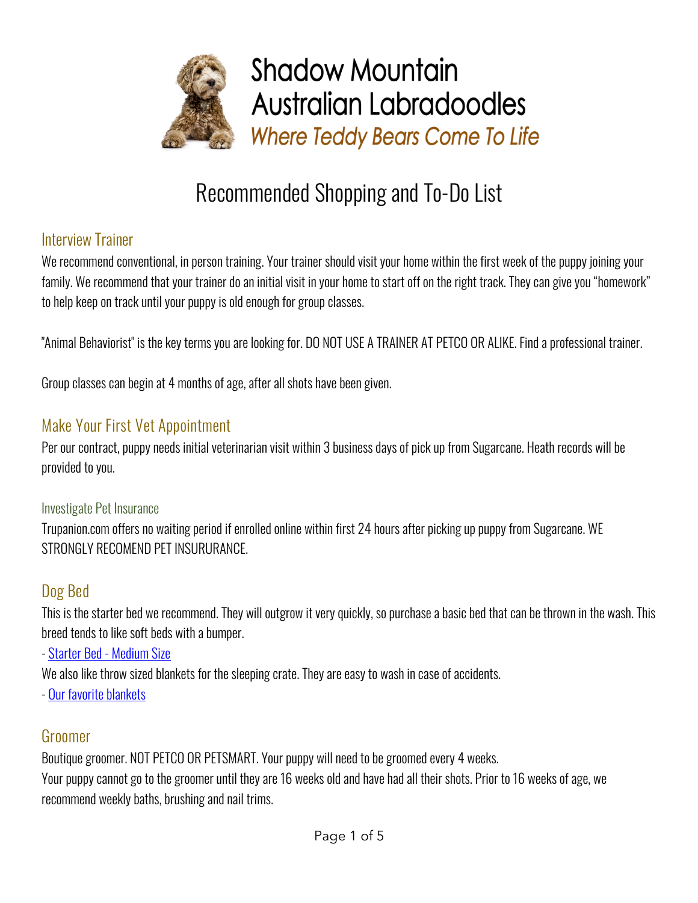# Shadow Mountain Australian Labradoodles

*Where Teddy Bears Come To Life*

# Recommended Shopping and To-Do List

## Interview Trainer

We recommend conventional, in person training. Your trainer should visit your home within the first week of the puppy joining your family. We recommend that your trainer do an initial visit in your home to start off on the right track. They can give you "homework" to help keep on track until your puppy is old enough for group classes.

"Animal Behaviorist" is the key terms you are looking for. DO NOT USE A TRAINER AT PETCO OR ALIKE. Find a professional trainer.

Group classes can begin at 4 months of age, after all shots have been given.

## Make Your First Vet Appointment

Per our contract, puppy needs initial veterinarian visit within 3 business days of pick up from Sugarcane. Heath records will be provided to you.

### Investigate Pet Insurance

Trupanion.com offers no waiting period if enrolled online within first 24 hours after picking up puppy from Sugarcane. WE STRONGLY RECOMEND PET INSURURANCE.

## Dog Bed

This is the starter bed we recommend. They will outgrow it very quickly, so purchase a basic bed that can be thrown in the wash. This breed tends to like soft beds with a bumper.

- Starter Bed - Medium Size

We also like throw sized blankets for the sleeping crate. They are easy to wash in case of accidents.

- Our favorite blankets

## Groomer

Boutique groomer. NOT PETCO OR PETSMART. Your puppy will need to be groomed every 4 weeks.
Your puppy cannot go to the groomer until they are 16 weeks old and have had all their shots. Prior to 16 weeks of age, we recommend weekly baths, brushing and nail trims.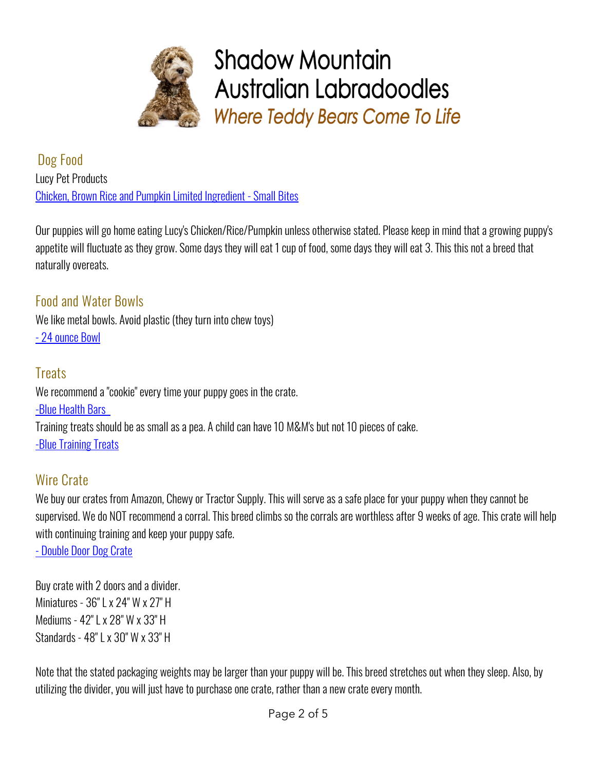Shadow Mountain Australian Labradoodles

*Where Teddy Bears Come To Life*

## Dog Food

Lucy Pet Products

[Chicken, Brown Rice and Pumpkin Limited Ingredient - Small Bites]()

Our puppies will go home eating Lucy's Chicken/Rice/Pumpkin unless otherwise stated. Please keep in mind that a growing puppy's appetite will fluctuate as they grow. Some days they will eat 1 cup of food, some days they will eat 3. This this not a breed that naturally overeats.

## Food and Water Bowls

We like metal bowls. Avoid plastic (they turn into chew toys)

[- 24 ounce Bowl]()

## Treats

We recommend a "cookie" every time your puppy goes in the crate.

[-Blue Health Bars]()

Training treats should be as small as a pea. A child can have 10 M&M's but not 10 pieces of cake.

[-Blue Training Treats]()

## Wire Crate

We buy our crates from Amazon, Chewy or Tractor Supply. This will serve as a safe place for your puppy when they cannot be supervised. We do NOT recommend a corral. This breed climbs so the corrals are worthless after 9 weeks of age. This crate will help with continuing training and keep your puppy safe.

[- Double Door Dog Crate]()

Buy crate with 2 doors and a divider.

Miniatures - 36" L x 24" W x 27" H

Mediums - 42" L x 28" W x 33" H

Standards - 48" L x 30" W x 33" H

Note that the stated packaging weights may be larger than your puppy will be. This breed stretches out when they sleep. Also, by utilizing the divider, you will just have to purchase one crate, rather than a new crate every month.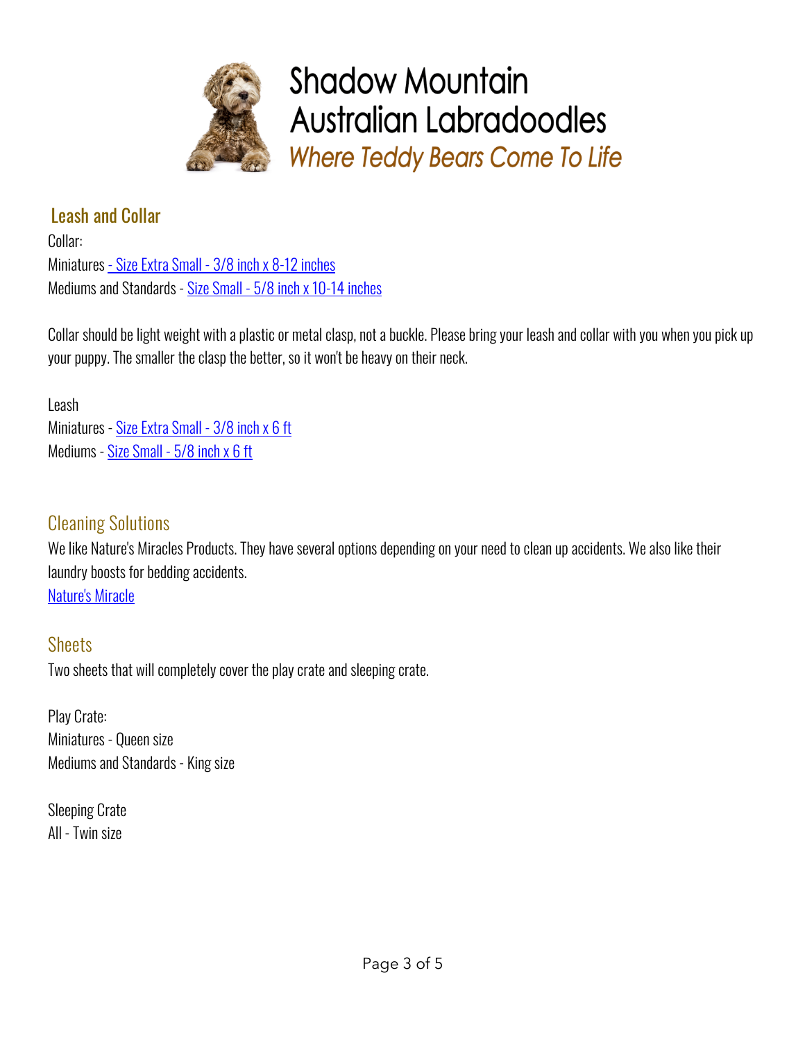# Shadow Mountain Australian Labradoodles

*Where Teddy Bears Come To Life*

## Leash and Collar

Collar:
Miniatures - Size Extra Small - 3/8 inch x 8-12 inches
Mediums and Standards - Size Small - 5/8 inch x 10-14 inches

Collar should be light weight with a plastic or metal clasp, not a buckle. Please bring your leash and collar with you when you pick up your puppy. The smaller the clasp the better, so it won't be heavy on their neck.

Leash
Miniatures - Size Extra Small - 3/8 inch x 6 ft
Mediums - Size Small - 5/8 inch x 6 ft

## Cleaning Solutions

We like Nature's Miracles Products. They have several options depending on your need to clean up accidents. We also like their laundry boosts for bedding accidents.
Nature's Miracle

## Sheets

Two sheets that will completely cover the play crate and sleeping crate.

Play Crate:
Miniatures - Queen size
Mediums and Standards - King size

Sleeping Crate
All - Twin size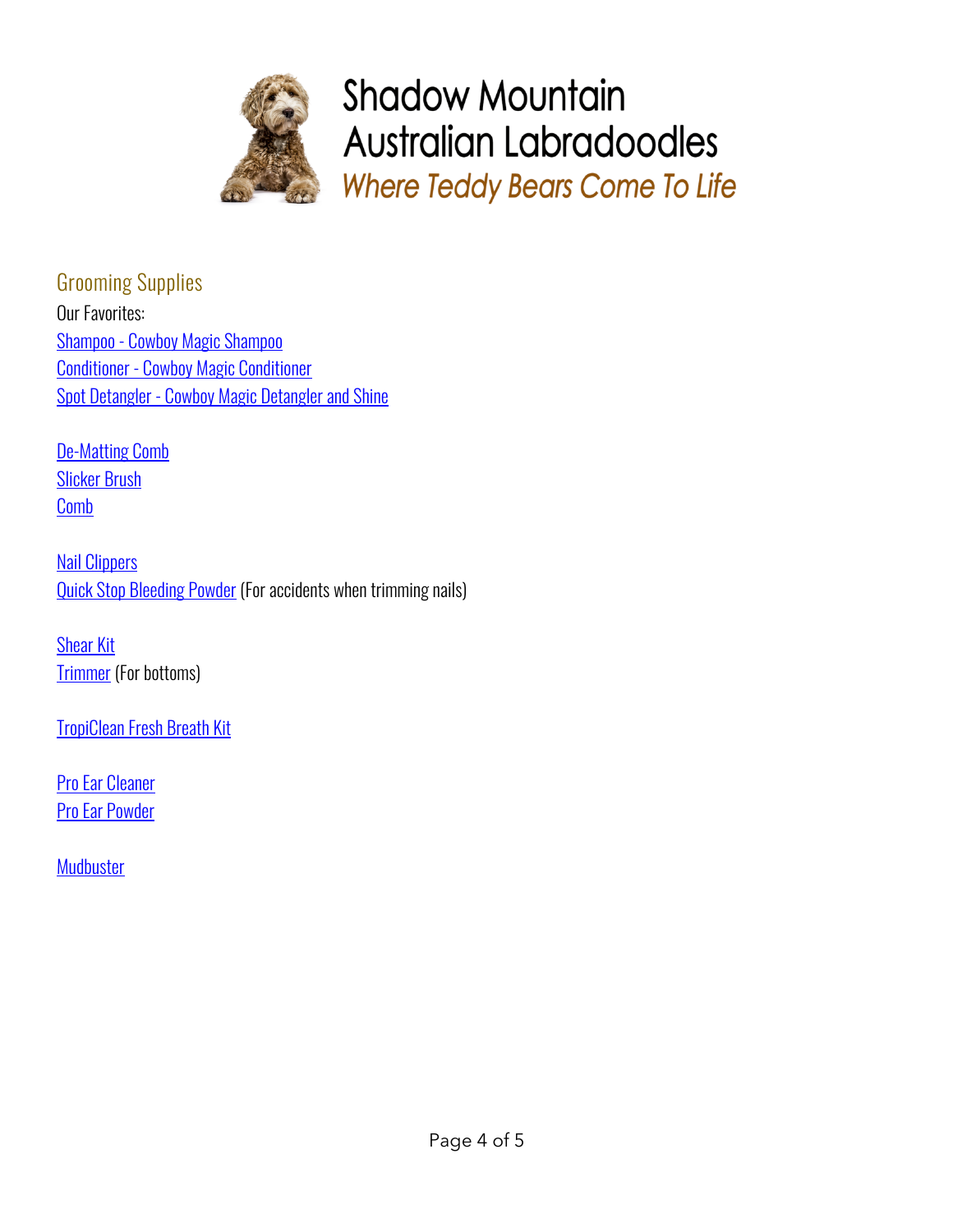# Shadow Mountain Australian Labradoodles

*Where Teddy Bears Come To Life*

## Grooming Supplies

Our Favorites:

Shampoo - Cowboy Magic Shampoo
Conditioner - Cowboy Magic Conditioner
Spot Detangler - Cowboy Magic Detangler and Shine

De-Matting Comb
Slicker Brush
Comb

Nail Clippers
Quick Stop Bleeding Powder (For accidents when trimming nails)

Shear Kit
Trimmer (For bottoms)

TropiClean Fresh Breath Kit

Pro Ear Cleaner
Pro Ear Powder

Mudbuster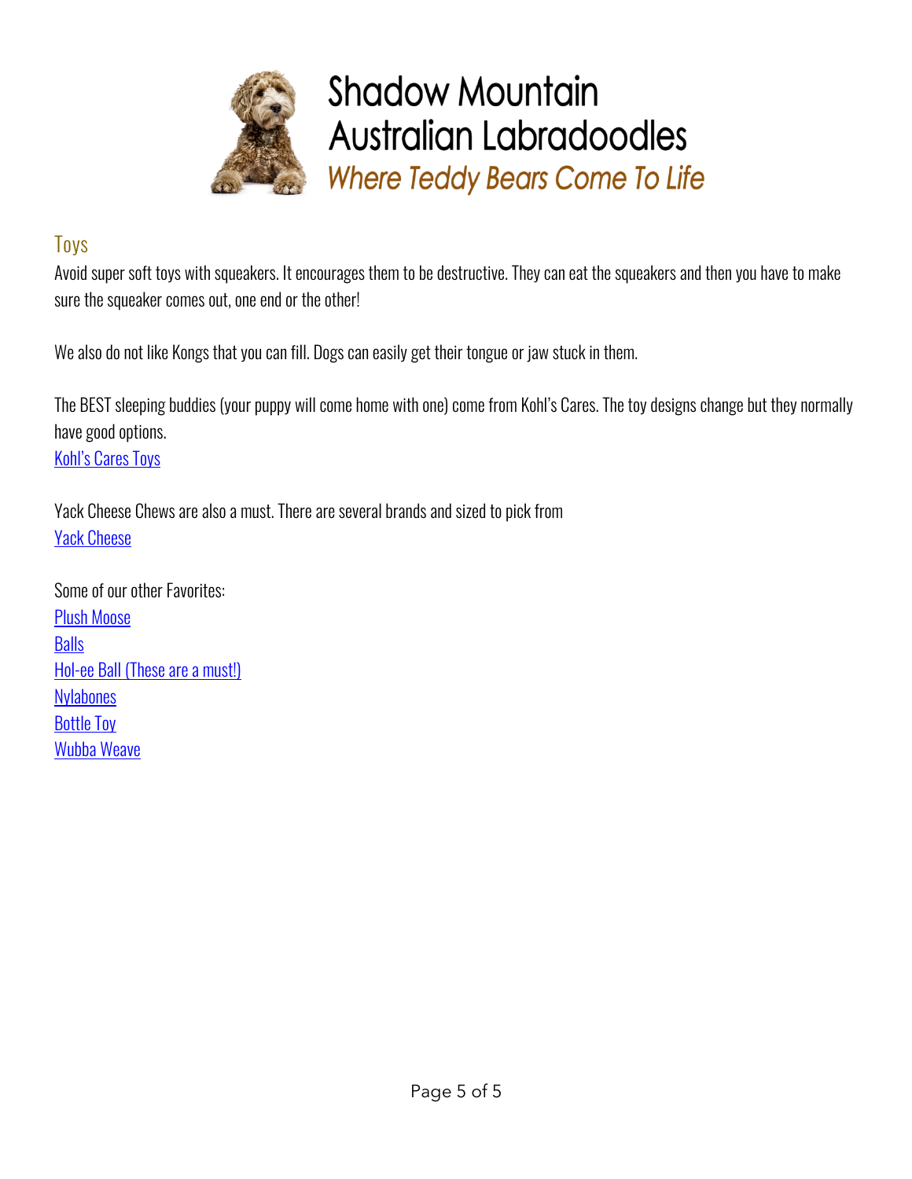## Toys

Avoid super soft toys with squeakers. It encourages them to be destructive. They can eat the squeakers and then you have to make sure the squeaker comes out, one end or the other!

We also do not like Kongs that you can fill. Dogs can easily get their tongue or jaw stuck in them.

The BEST sleeping buddies (your puppy will come home with one) come from Kohl's Cares. The toy designs change but they normally have good options.
Kohl's Cares Toys

Yack Cheese Chews are also a must. There are several brands and sized to pick from
Yack Cheese

Some of our other Favorites:
Plush Moose
Balls
Hol-ee Ball (These are a must!)
Nylabones
Bottle Toy
Wubba Weave